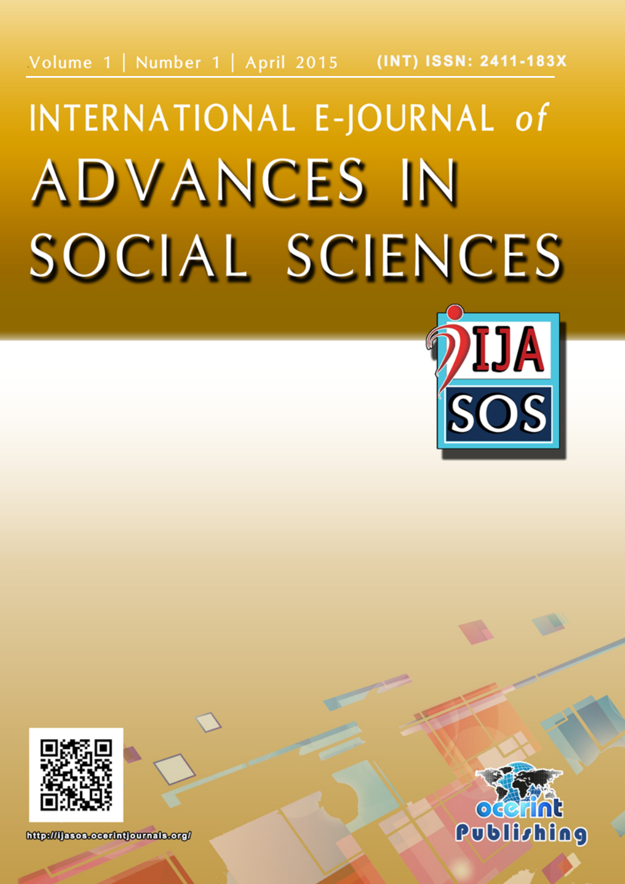Volume 1 | Number 1 | April 2015 (INT) ISSN: 2411-183X

# INTERNATIONAL E-JOURNAL *of* ADVANCES IN SOCIAL SCIENCES

IJASOS

http://ijasos.ocerintjournals.org/

ocerint Publishing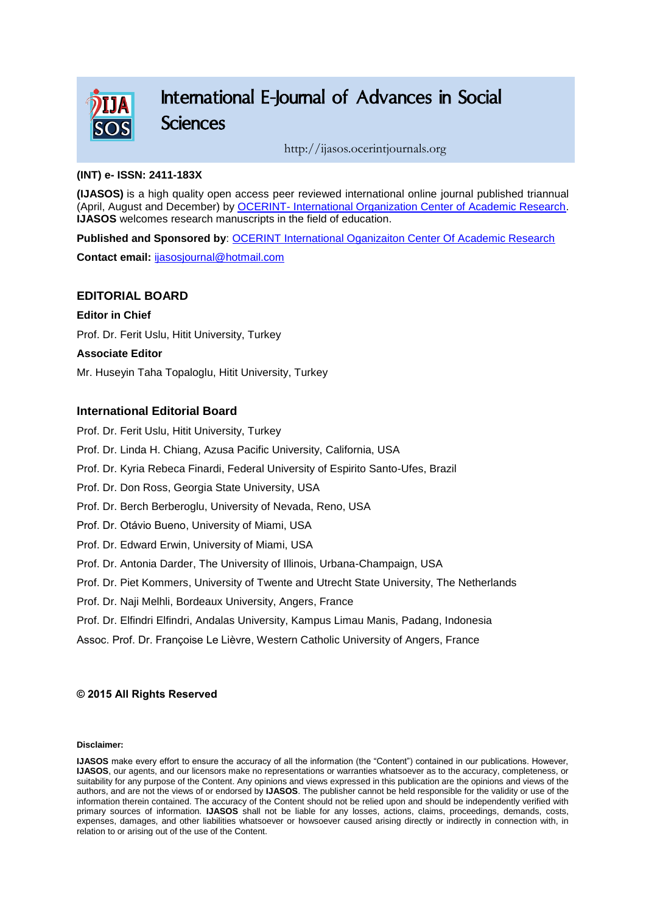# International E-Journal of Advances in Social Sciences

http://ijasos.ocerintjournals.org

**(INT) e- ISSN: 2411-183X**

**(IJASOS)** is a high quality open access peer reviewed international online journal published triannual (April, August and December) by OCERINT- International Organization Center of Academic Research. **IJASOS** welcomes research manuscripts in the field of education.

**Published and Sponsored by**: OCERINT International Oganizaiton Center Of Academic Research

**Contact email:** ijasosjournal@hotmail.com

## EDITORIAL BOARD

**Editor in Chief**

Prof. Dr. Ferit Uslu, Hitit University, Turkey

**Associate Editor**

Mr. Huseyin Taha Topaloglu, Hitit University, Turkey

## International Editorial Board

Prof. Dr. Ferit Uslu, Hitit University, Turkey

Prof. Dr. Linda H. Chiang, Azusa Pacific University, California, USA

Prof. Dr. Kyria Rebeca Finardi, Federal University of Espirito Santo-Ufes, Brazil

Prof. Dr. Don Ross, Georgia State University, USA

Prof. Dr. Berch Berberoglu, University of Nevada, Reno, USA

Prof. Dr. Otávio Bueno, University of Miami, USA

Prof. Dr. Edward Erwin, University of Miami, USA

Prof. Dr. Antonia Darder, The University of Illinois, Urbana-Champaign, USA

Prof. Dr. Piet Kommers, University of Twente and Utrecht State University, The Netherlands

Prof. Dr. Naji Melhli, Bordeaux University, Angers, France

Prof. Dr. Elfindri Elfindri, Andalas University, Kampus Limau Manis, Padang, Indonesia

Assoc. Prof. Dr. Françoise Le Lièvre, Western Catholic University of Angers, France

**© 2015 All Rights Reserved**

**Disclaimer:**

**IJASOS** make every effort to ensure the accuracy of all the information (the "Content") contained in our publications. However, **IJASOS**, our agents, and our licensors make no representations or warranties whatsoever as to the accuracy, completeness, or suitability for any purpose of the Content. Any opinions and views expressed in this publication are the opinions and views of the authors, and are not the views of or endorsed by **IJASOS**. The publisher cannot be held responsible for the validity or use of the information therein contained. The accuracy of the Content should not be relied upon and should be independently verified with primary sources of information. **IJASOS** shall not be liable for any losses, actions, claims, proceedings, demands, costs, expenses, damages, and other liabilities whatsoever or howsoever caused arising directly or indirectly in connection with, in relation to or arising out of the use of the Content.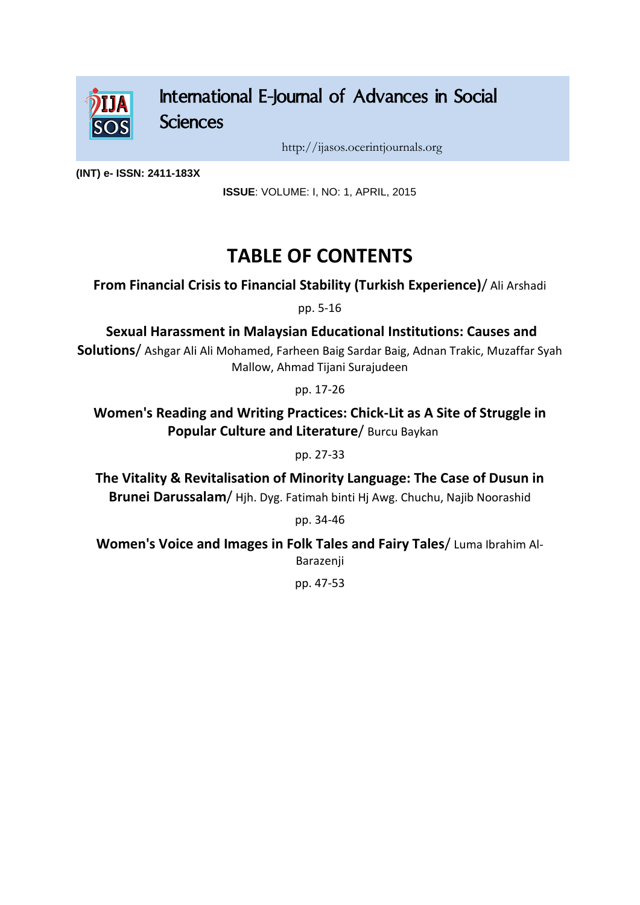# International E-Journal of Advances in Social Sciences

http://ijasos.ocerintjournals.org

**(INT) e- ISSN: 2411-183X**

**ISSUE**: VOLUME: I, NO: 1, APRIL, 2015

## TABLE OF CONTENTS

**From Financial Crisis to Financial Stability (Turkish Experience)**/ Ali Arshadi

pp. 5-16

**Sexual Harassment in Malaysian Educational Institutions: Causes and Solutions**/ Ashgar Ali Ali Mohamed, Farheen Baig Sardar Baig, Adnan Trakic, Muzaffar Syah Mallow, Ahmad Tijani Surajudeen

pp. 17-26

**Women's Reading and Writing Practices: Chick-Lit as A Site of Struggle in Popular Culture and Literature**/ Burcu Baykan

pp. 27-33

**The Vitality & Revitalisation of Minority Language: The Case of Dusun in Brunei Darussalam**/ Hjh. Dyg. Fatimah binti Hj Awg. Chuchu, Najib Noorashid

pp. 34-46

**Women's Voice and Images in Folk Tales and Fairy Tales**/ Luma Ibrahim Al-Barazenji

pp. 47-53